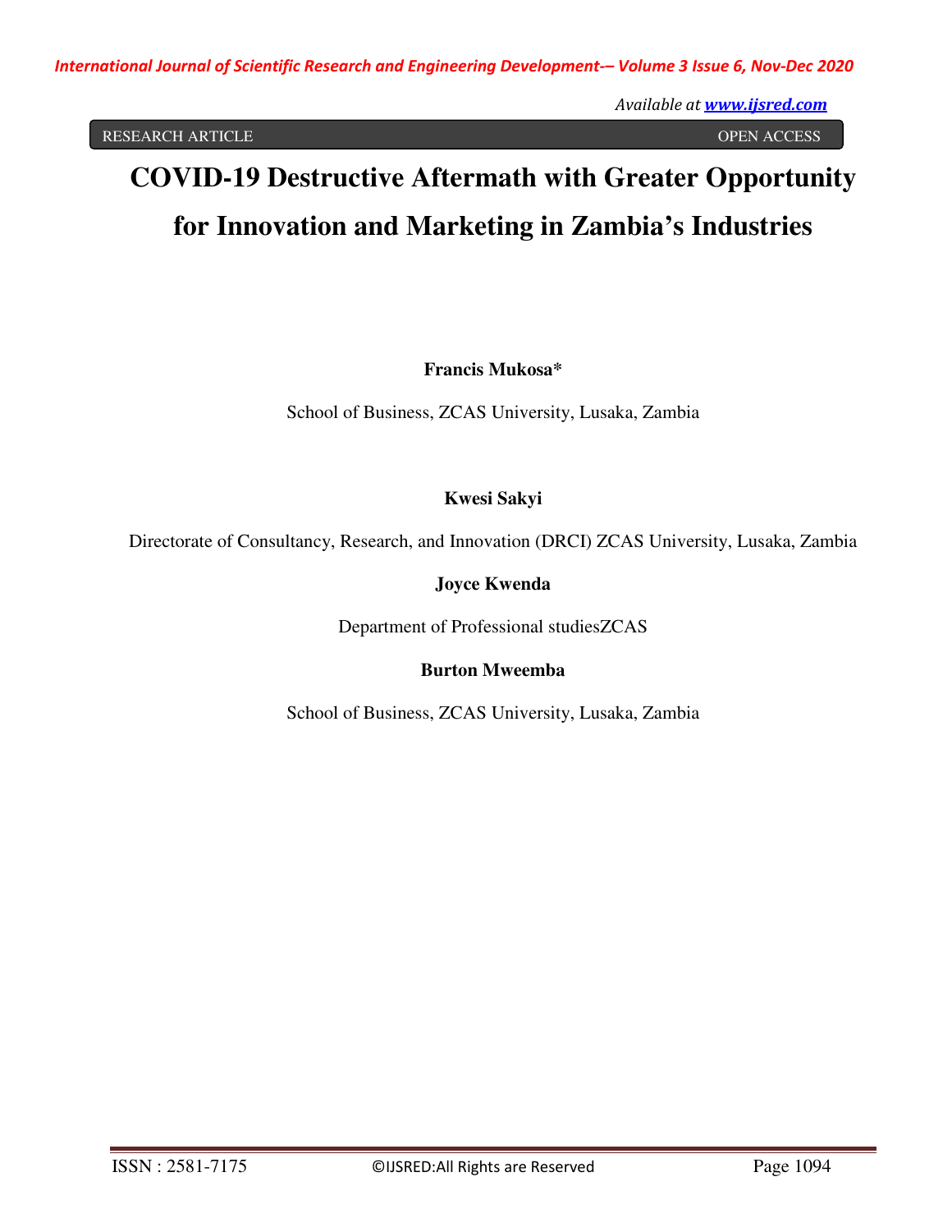RESEARCH ARTICLE OPEN ACCESS

# COVID-19 Destructive Aftermath with Greater Opportunity for Innovation and Marketing in Zambia's Industries

**Francis Mukosa***

School of Business, ZCAS University, Lusaka, Zambia

**Kwesi Sakyi**

Directorate of Consultancy, Research, and Innovation (DRCI) ZCAS University, Lusaka, Zambia

**Joyce Kwenda**

Department of Professional studiesZCAS

**Burton Mweemba**

School of Business, ZCAS University, Lusaka, Zambia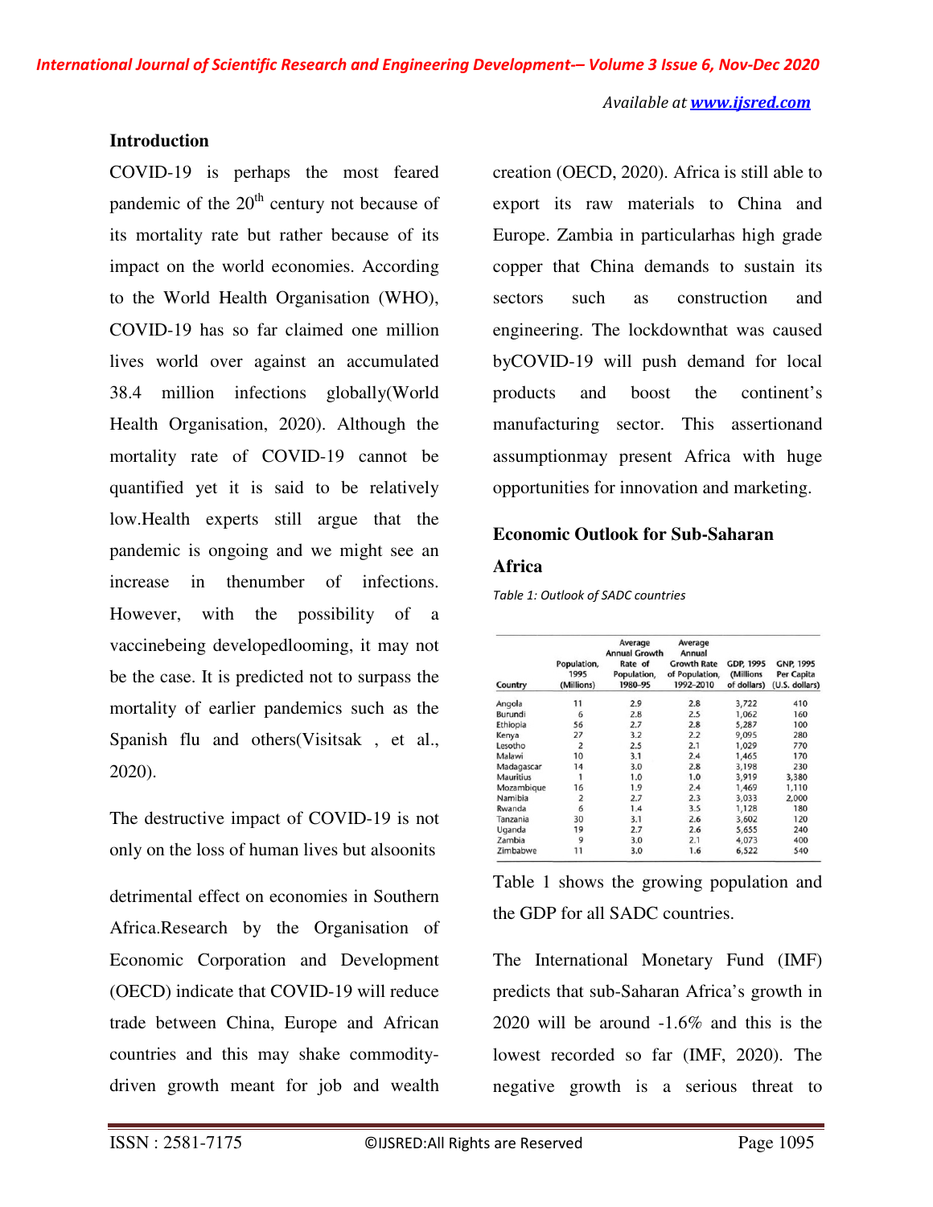## Introduction

COVID-19 is perhaps the most feared pandemic of the 20th century not because of its mortality rate but rather because of its impact on the world economies. According to the World Health Organisation (WHO), COVID-19 has so far claimed one million lives world over against an accumulated 38.4 million infections globally(World Health Organisation, 2020). Although the mortality rate of COVID-19 cannot be quantified yet it is said to be relatively low.Health experts still argue that the pandemic is ongoing and we might see an increase in thenumber of infections. However, with the possibility of a vaccinebeing developedlooming, it may not be the case. It is predicted not to surpass the mortality of earlier pandemics such as the Spanish flu and others(Visitsak , et al., 2020).

The destructive impact of COVID-19 is not only on the loss of human lives but alsoonits detrimental effect on economies in Southern Africa.Research by the Organisation of Economic Corporation and Development (OECD) indicate that COVID-19 will reduce trade between China, Europe and African countries and this may shake commodity-driven growth meant for job and wealth creation (OECD, 2020). Africa is still able to export its raw materials to China and Europe. Zambia in particularhas high grade copper that China demands to sustain its sectors such as construction and engineering. The lockdownthat was caused byCOVID-19 will push demand for local products and boost the continent's manufacturing sector. This assertionand assumptionmay present Africa with huge opportunities for innovation and marketing.

## Economic Outlook for Sub-Saharan Africa

*Table 1: Outlook of SADC countries*

| Country | Population, 1995 (Millions) | Average Annual Growth Rate of Population, 1980–95 | Average Annual Growth Rate of Population, 1992–2010 | GDP, 1995 (Millions of dollars) | GNP, 1995 Per Capita (U.S. dollars) |
|---|---|---|---|---|---|
| Angola | 11 | 2.9 | 2.8 | 3,722 | 410 |
| Burundi | 6 | 2.8 | 2.5 | 1,062 | 160 |
| Ethiopia | 56 | 2.7 | 2.8 | 5,287 | 100 |
| Kenya | 27 | 3.2 | 2.2 | 9,095 | 280 |
| Lesotho | 2 | 2.5 | 2.1 | 1,029 | 770 |
| Malawi | 10 | 3.1 | 2.4 | 1,465 | 170 |
| Madagascar | 14 | 3.0 | 2.8 | 3,198 | 230 |
| Mauritius | 1 | 1.0 | 1.0 | 3,919 | 3,380 |
| Mozambique | 16 | 1.9 | 2.4 | 1,469 | 1,110 |
| Namibia | 2 | 2.7 | 2.3 | 3,033 | 2,000 |
| Rwanda | 6 | 1.4 | 3.5 | 1,128 | 180 |
| Tanzania | 30 | 3.1 | 2.6 | 3,602 | 120 |
| Uganda | 19 | 2.7 | 2.6 | 5,655 | 240 |
| Zambia | 9 | 3.0 | 2.1 | 4,073 | 400 |
| Zimbabwe | 11 | 3.0 | 1.6 | 6,522 | 540 |

Table 1 shows the growing population and the GDP for all SADC countries.

The International Monetary Fund (IMF) predicts that sub-Saharan Africa's growth in 2020 will be around -1.6% and this is the lowest recorded so far (IMF, 2020). The negative growth is a serious threat to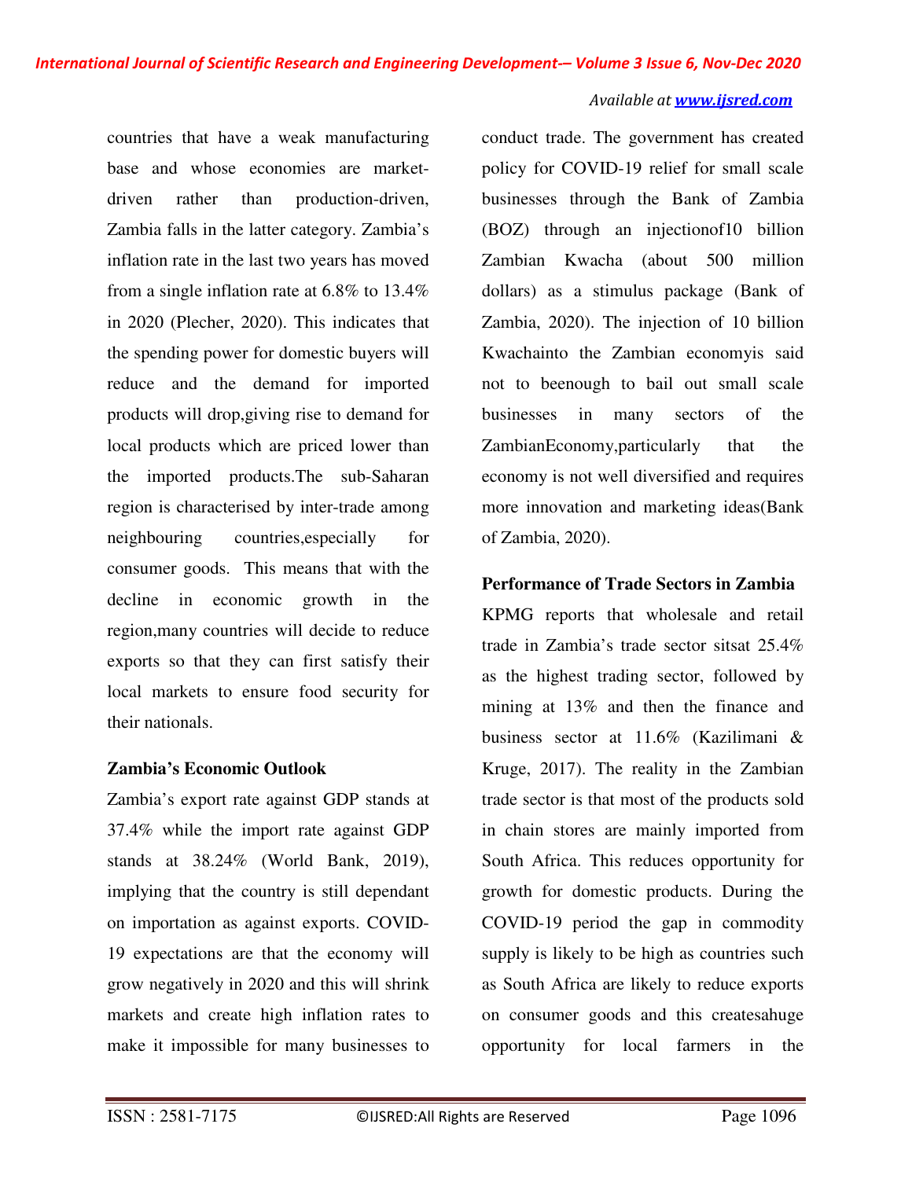countries that have a weak manufacturing base and whose economies are market-driven rather than production-driven, Zambia falls in the latter category. Zambia's inflation rate in the last two years has moved from a single inflation rate at 6.8% to 13.4% in 2020 (Plecher, 2020). This indicates that the spending power for domestic buyers will reduce and the demand for imported products will drop,giving rise to demand for local products which are priced lower than the imported products.The sub-Saharan region is characterised by inter-trade among neighbouring countries,especially for consumer goods. This means that with the decline in economic growth in the region,many countries will decide to reduce exports so that they can first satisfy their local markets to ensure food security for their nationals.

**Zambia's Economic Outlook**

Zambia's export rate against GDP stands at 37.4% while the import rate against GDP stands at 38.24% (World Bank, 2019), implying that the country is still dependant on importation as against exports. COVID-19 expectations are that the economy will grow negatively in 2020 and this will shrink markets and create high inflation rates to make it impossible for many businesses to conduct trade. The government has created policy for COVID-19 relief for small scale businesses through the Bank of Zambia (BOZ) through an injectionof10 billion Zambian Kwacha (about 500 million dollars) as a stimulus package (Bank of Zambia, 2020). The injection of 10 billion Kwachainto the Zambian economyis said not to beenough to bail out small scale businesses in many sectors of the ZambianEconomy,particularly that the economy is not well diversified and requires more innovation and marketing ideas(Bank of Zambia, 2020).

**Performance of Trade Sectors in Zambia**

KPMG reports that wholesale and retail trade in Zambia's trade sector sitsat 25.4% as the highest trading sector, followed by mining at 13% and then the finance and business sector at 11.6% (Kazilimani & Kruge, 2017). The reality in the Zambian trade sector is that most of the products sold in chain stores are mainly imported from South Africa. This reduces opportunity for growth for domestic products. During the COVID-19 period the gap in commodity supply is likely to be high as countries such as South Africa are likely to reduce exports on consumer goods and this createsahuge opportunity for local farmers in the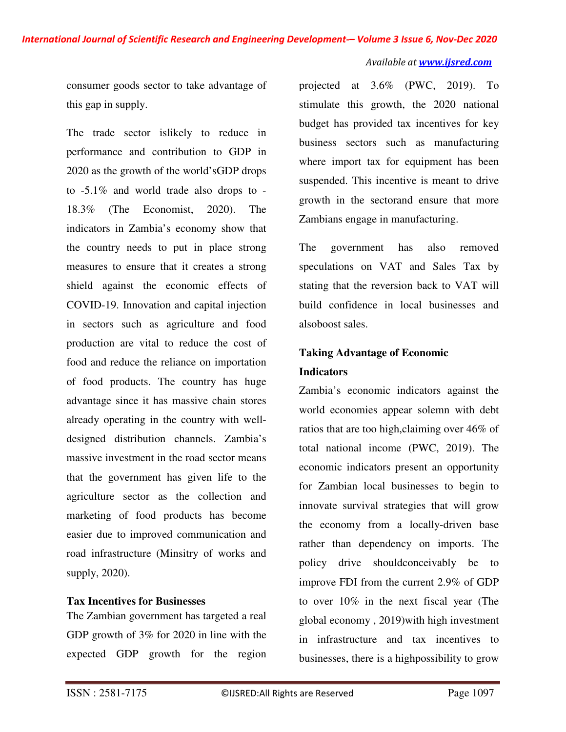consumer goods sector to take advantage of this gap in supply.

The trade sector islikely to reduce in performance and contribution to GDP in 2020 as the growth of the world'sGDP drops to -5.1% and world trade also drops to -18.3% (The Economist, 2020). The indicators in Zambia's economy show that the country needs to put in place strong measures to ensure that it creates a strong shield against the economic effects of COVID-19. Innovation and capital injection in sectors such as agriculture and food production are vital to reduce the cost of food and reduce the reliance on importation of food products. The country has huge advantage since it has massive chain stores already operating in the country with well-designed distribution channels. Zambia's massive investment in the road sector means that the government has given life to the agriculture sector as the collection and marketing of food products has become easier due to improved communication and road infrastructure (Minsitry of works and supply, 2020).

**Tax Incentives for Businesses**

The Zambian government has targeted a real GDP growth of 3% for 2020 in line with the expected GDP growth for the region projected at 3.6% (PWC, 2019). To stimulate this growth, the 2020 national budget has provided tax incentives for key business sectors such as manufacturing where import tax for equipment has been suspended. This incentive is meant to drive growth in the sectorand ensure that more Zambians engage in manufacturing.

The government has also removed speculations on VAT and Sales Tax by stating that the reversion back to VAT will build confidence in local businesses and alsoboost sales.

**Taking Advantage of Economic Indicators**

Zambia's economic indicators against the world economies appear solemn with debt ratios that are too high,claiming over 46% of total national income (PWC, 2019). The economic indicators present an opportunity for Zambian local businesses to begin to innovate survival strategies that will grow the economy from a locally-driven base rather than dependency on imports. The policy drive shouldconceivably be to improve FDI from the current 2.9% of GDP to over 10% in the next fiscal year (The global economy , 2019)with high investment in infrastructure and tax incentives to businesses, there is a highpossibility to grow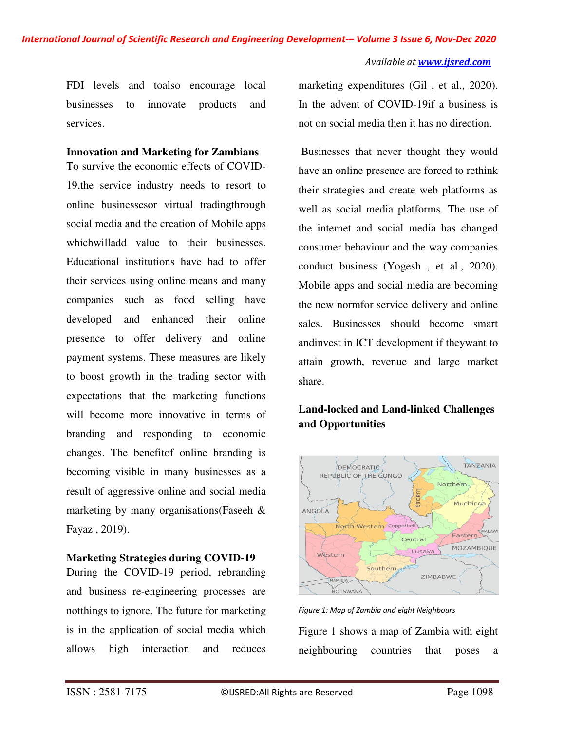FDI levels and toalso encourage local businesses to innovate products and services.

**Innovation and Marketing for Zambians**

To survive the economic effects of COVID-19,the service industry needs to resort to online businessesor virtual tradingthrough social media and the creation of Mobile apps whichwilladd value to their businesses. Educational institutions have had to offer their services using online means and many companies such as food selling have developed and enhanced their online presence to offer delivery and online payment systems. These measures are likely to boost growth in the trading sector with expectations that the marketing functions will become more innovative in terms of branding and responding to economic changes. The benefitof online branding is becoming visible in many businesses as a result of aggressive online and social media marketing by many organisations(Faseeh & Fayaz , 2019).

**Marketing Strategies during COVID-19**

During the COVID-19 period, rebranding and business re-engineering processes are notthings to ignore. The future for marketing is in the application of social media which allows high interaction and reduces marketing expenditures (Gil , et al., 2020). In the advent of COVID-19if a business is not on social media then it has no direction.

Businesses that never thought they would have an online presence are forced to rethink their strategies and create web platforms as well as social media platforms. The use of the internet and social media has changed consumer behaviour and the way companies conduct business (Yogesh , et al., 2020). Mobile apps and social media are becoming the new normfor service delivery and online sales. Businesses should become smart andinvest in ICT development if theywant to attain growth, revenue and large market share.

**Land-locked and Land-linked Challenges and Opportunities**

*Figure 1: Map of Zambia and eight Neighbours*

Figure 1 shows a map of Zambia with eight neighbouring countries that poses a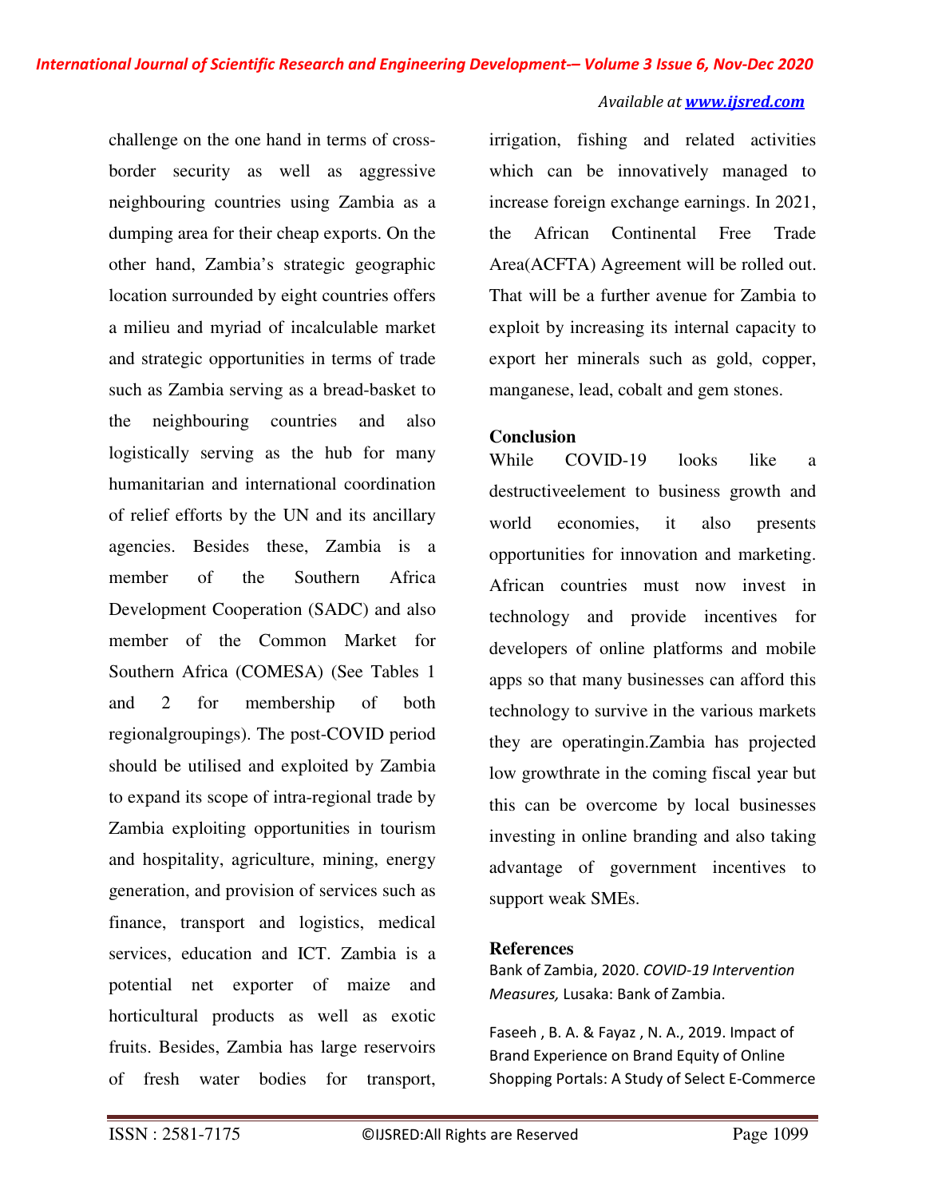challenge on the one hand in terms of cross-border security as well as aggressive neighbouring countries using Zambia as a dumping area for their cheap exports. On the other hand, Zambia's strategic geographic location surrounded by eight countries offers a milieu and myriad of incalculable market and strategic opportunities in terms of trade such as Zambia serving as a bread-basket to the neighbouring countries and also logistically serving as the hub for many humanitarian and international coordination of relief efforts by the UN and its ancillary agencies. Besides these, Zambia is a member of the Southern Africa Development Cooperation (SADC) and also member of the Common Market for Southern Africa (COMESA) (See Tables 1 and 2 for membership of both regionalgroupings). The post-COVID period should be utilised and exploited by Zambia to expand its scope of intra-regional trade by Zambia exploiting opportunities in tourism and hospitality, agriculture, mining, energy generation, and provision of services such as finance, transport and logistics, medical services, education and ICT. Zambia is a potential net exporter of maize and horticultural products as well as exotic fruits. Besides, Zambia has large reservoirs of fresh water bodies for transport, irrigation, fishing and related activities which can be innovatively managed to increase foreign exchange earnings. In 2021, the African Continental Free Trade Area(ACFTA) Agreement will be rolled out. That will be a further avenue for Zambia to exploit by increasing its internal capacity to export her minerals such as gold, copper, manganese, lead, cobalt and gem stones.

## Conclusion

While COVID-19 looks like a destructiveelement to business growth and world economies, it also presents opportunities for innovation and marketing. African countries must now invest in technology and provide incentives for developers of online platforms and mobile apps so that many businesses can afford this technology to survive in the various markets they are operatingin.Zambia has projected low growthrate in the coming fiscal year but this can be overcome by local businesses investing in online branding and also taking advantage of government incentives to support weak SMEs.

## References

Bank of Zambia, 2020. *COVID-19 Intervention Measures,* Lusaka: Bank of Zambia.

Faseeh , B. A. & Fayaz , N. A., 2019. Impact of Brand Experience on Brand Equity of Online Shopping Portals: A Study of Select E-Commerce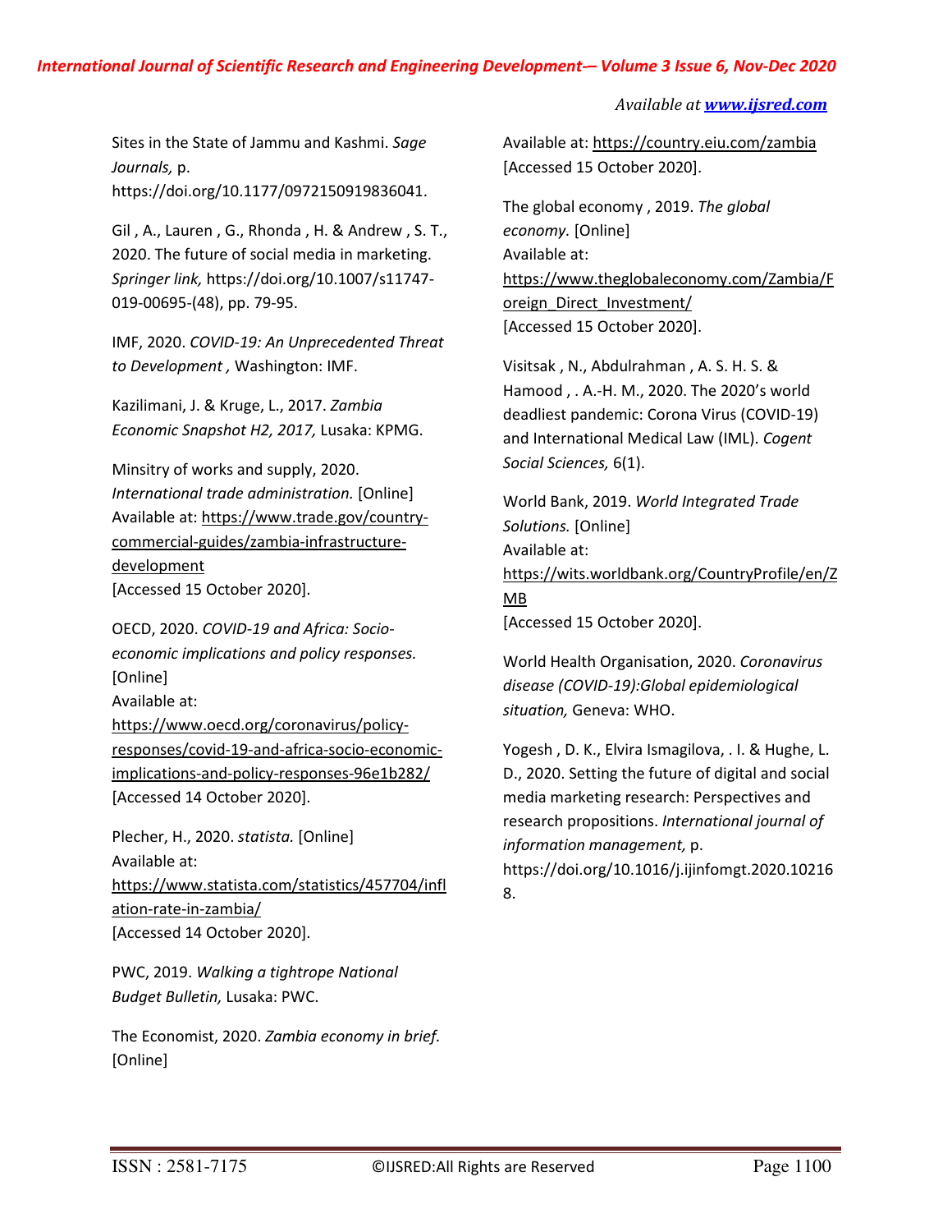Sites in the State of Jammu and Kashmi. *Sage Journals,* p. https://doi.org/10.1177/0972150919836041.

Gil , A., Lauren , G., Rhonda , H. & Andrew , S. T., 2020. The future of social media in marketing. *Springer link,* https://doi.org/10.1007/s11747-019-00695-(48), pp. 79-95.

IMF, 2020. *COVID-19: An Unprecedented Threat to Development ,* Washington: IMF.

Kazilimani, J. & Kruge, L., 2017. *Zambia Economic Snapshot H2, 2017,* Lusaka: KPMG.

Minsitry of works and supply, 2020. *International trade administration.* [Online] Available at: https://www.trade.gov/country-commercial-guides/zambia-infrastructure-development [Accessed 15 October 2020].

OECD, 2020. *COVID-19 and Africa: Socio-economic implications and policy responses.* [Online] Available at: https://www.oecd.org/coronavirus/policy-responses/covid-19-and-africa-socio-economic-implications-and-policy-responses-96e1b282/ [Accessed 14 October 2020].

Plecher, H., 2020. *statista.* [Online] Available at: https://www.statista.com/statistics/457704/inflation-rate-in-zambia/ [Accessed 14 October 2020].

PWC, 2019. *Walking a tightrope National Budget Bulletin,* Lusaka: PWC.

The Economist, 2020. *Zambia economy in brief.* [Online] Available at: https://country.eiu.com/zambia [Accessed 15 October 2020].

The global economy , 2019. *The global economy.* [Online] Available at: https://www.theglobaleconomy.com/Zambia/Foreign_Direct_Investment/ [Accessed 15 October 2020].

Visitsak , N., Abdulrahman , A. S. H. S. & Hamood , . A.-H. M., 2020. The 2020's world deadliest pandemic: Corona Virus (COVID-19) and International Medical Law (IML). *Cogent Social Sciences,* 6(1).

World Bank, 2019. *World Integrated Trade Solutions.* [Online] Available at: https://wits.worldbank.org/CountryProfile/en/ZMB [Accessed 15 October 2020].

World Health Organisation, 2020. *Coronavirus disease (COVID-19):Global epidemiological situation,* Geneva: WHO.

Yogesh , D. K., Elvira Ismagilova, . I. & Hughe, L. D., 2020. Setting the future of digital and social media marketing research: Perspectives and research propositions. *International journal of information management,* p. https://doi.org/10.1016/j.ijinfomgt.2020.102168.